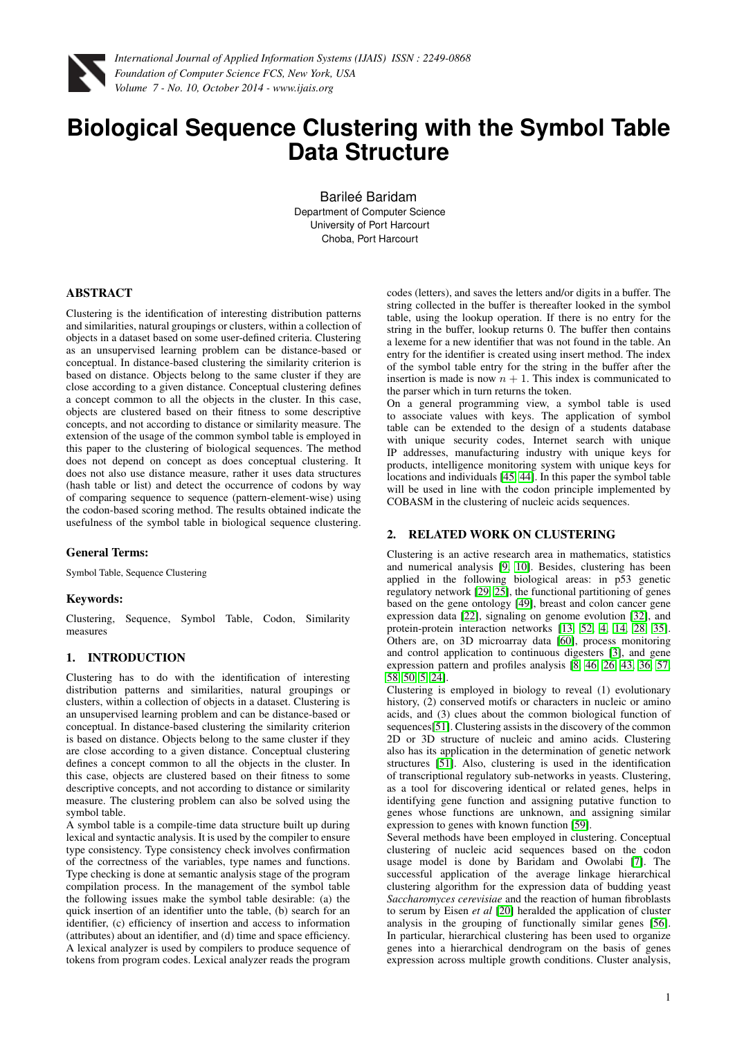# Biological Sequence Clustering with the Symbol Table Data Structure

Bareleé Baridam
Department of Computer Science
University of Port Harcourt
Choba, Port Harcourt

## ABSTRACT

Clustering is the identification of interesting distribution patterns and similarities, natural groupings or clusters, within a collection of objects in a dataset based on some user-defined criteria. Clustering as an unsupervised learning problem can be distance-based or conceptual. In distance-based clustering the similarity criterion is based on distance. Objects belong to the same cluster if they are close according to a given distance. Conceptual clustering defines a concept common to all the objects in the cluster. In this case, objects are clustered based on their fitness to some descriptive concepts, and not according to distance or similarity measure. The extension of the usage of the common symbol table is employed in this paper to the clustering of biological sequences. The method does not depend on concept as does conceptual clustering. It does not also use distance measure, rather it uses data structures (hash table or list) and detect the occurrence of codons by way of comparing sequence to sequence (pattern-element-wise) using the codon-based scoring method. The results obtained indicate the usefulness of the symbol table in biological sequence clustering.

### General Terms:

Symbol Table, Sequence Clustering

### Keywords:

Clustering, Sequence, Symbol Table, Codon, Similarity measures

## 1. INTRODUCTION

Clustering has to do with the identification of interesting distribution patterns and similarities, natural groupings or clusters, within a collection of objects in a dataset. Clustering is an unsupervised learning problem and can be distance-based or conceptual. In distance-based clustering the similarity criterion is based on distance. Objects belong to the same cluster if they are close according to a given distance. Conceptual clustering defines a concept common to all the objects in the cluster. In this case, objects are clustered based on their fitness to some descriptive concepts, and not according to distance or similarity measure. The clustering problem can also be solved using the symbol table.

A symbol table is a compile-time data structure built up during lexical and syntactic analysis. It is used by the compiler to ensure type consistency. Type consistency check involves confirmation of the correctness of the variables, type names and functions. Type checking is done at semantic analysis stage of the program compilation process. In the management of the symbol table the following issues make the symbol table desirable: (a) the quick insertion of an identifier unto the table, (b) search for an identifier, (c) efficiency of insertion and access to information (attributes) about an identifier, and (d) time and space efficiency. A lexical analyzer is used by compilers to produce sequence of tokens from program codes. Lexical analyzer reads the program codes (letters), and saves the letters and/or digits in a buffer. The string collected in the buffer is thereafter looked in the symbol table, using the lookup operation. If there is no entry for the string in the buffer, lookup returns 0. The buffer then contains a lexeme for a new identifier that was not found in the table. An entry for the identifier is created using insert method. The index of the symbol table entry for the string in the buffer after the insertion is made is now $n + 1$. This index is communicated to the parser which in turn returns the token.

On a general programming view, a symbol table is used to associate values with keys. The application of symbol table can be extended to the design of a students database with unique security codes, Internet search with unique IP addresses, manufacturing industry with unique keys for products, intelligence monitoring system with unique keys for locations and individuals [45, 44]. In this paper the symbol table will be used in line with the codon principle implemented by COBASM in the clustering of nucleic acids sequences.

## 2. RELATED WORK ON CLUSTERING

Clustering is an active research area in mathematics, statistics and numerical analysis [9, 10]. Besides, clustering has been applied in the following biological areas: in p53 genetic regulatory network [29, 25], the functional partitioning of genes based on the gene ontology [49], breast and colon cancer gene expression data [22], signaling on genome evolution [32], and protein-protein interaction networks [13, 52, 4, 14, 28, 35]. Others are, on 3D microarray data [60], process monitoring and control application to continuous digesters [3], and gene expression pattern and profiles analysis [8, 46, 26, 43, 36, 57, 58, 50, 5, 24].

Clustering is employed in biology to reveal (1) evolutionary history, (2) conserved motifs or characters in nucleic or amino acids, and (3) clues about the common biological function of sequences[51]. Clustering assists in the discovery of the common 2D or 3D structure of nucleic and amino acids. Clustering also has its application in the determination of genetic network structures [51]. Also, clustering is used in the identification of transcriptional regulatory sub-networks in yeasts. Clustering, as a tool for discovering identical or related genes, helps in identifying gene function and assigning putative function to genes whose functions are unknown, and assigning similar expression to genes with known function [59].

Several methods have been employed in clustering. Conceptual clustering of nucleic acid sequences based on the codon usage model is done by Baridam and Owolabi [7]. The successful application of the average linkage hierarchical clustering algorithm for the expression data of budding yeast *Saccharomyces cerevisiae* and the reaction of human fibroblasts to serum by Eisen *et al* [20] heralded the application of cluster analysis in the grouping of functionally similar genes [56]. In particular, hierarchical clustering has been used to organize genes into a hierarchical dendrogram on the basis of genes expression across multiple growth conditions. Cluster analysis,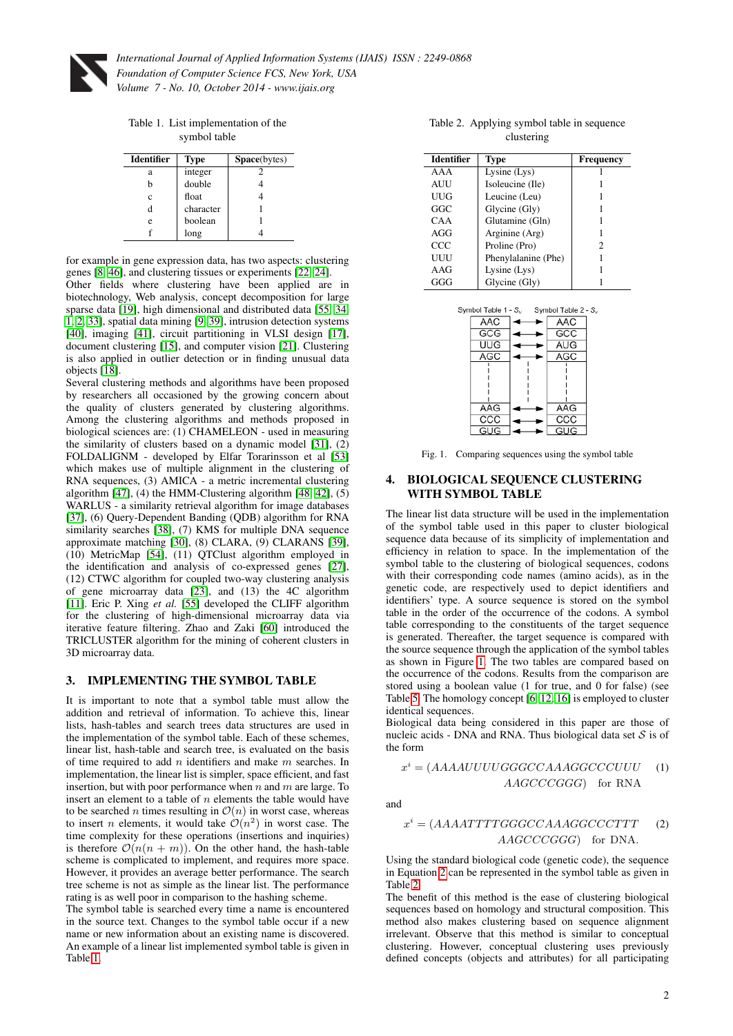Table 1. List implementation of the symbol table

| Identifier | Type | Space(bytes) |
|---|---|---|
| a | integer | 2 |
| b | double | 4 |
| c | float | 4 |
| d | character | 1 |
| e | boolean | 1 |
| f | long | 4 |

for example in gene expression data, has two aspects: clustering genes [8, 46], and clustering tissues or experiments [22, 24].

Other fields where clustering have been applied are in biotechnology, Web analysis, concept decomposition for large sparse data [19], high dimensional and distributed data [55, 34, 1, 2, 33], spatial data mining [9, 39], intrusion detection systems [40], imaging [41], circuit partitioning in VLSI design [17], document clustering [15], and computer vision [21]. Clustering is also applied in outlier detection or in finding unusual data objects [18].

Several clustering methods and algorithms have been proposed by researchers all occasioned by the growing concern about the quality of clusters generated by clustering algorithms. Among the clustering algorithms and methods proposed in biological sciences are: (1) CHAMELEON - used in measuring the similarity of clusters based on a dynamic model [31], (2) FOLDALIGNM - developed by Elfar Torarinsson et al [53] which makes use of multiple alignment in the clustering of RNA sequences, (3) AMICA - a metric incremental clustering algorithm [47], (4) the HMM-Clustering algorithm [48, 42], (5) WARLUS - a similarity retrieval algorithm for image databases [37], (6) Query-Dependent Banding (QDB) algorithm for RNA similarity searches [38], (7) KMS for multiple DNA sequence approximate matching [30], (8) CLARA, (9) CLARANS [39], (10) MetricMap [54], (11) QTClust algorithm employed in the identification and analysis of co-expressed genes [27], (12) CTWC algorithm for coupled two-way clustering analysis of gene microarray data [23], and (13) the 4C algorithm [11]. Eric P. Xing *et al.* [55] developed the CLIFF algorithm for the clustering of high-dimensional microarray data via iterative feature filtering. Zhao and Zaki [60] introduced the TRICLUSTER algorithm for the mining of coherent clusters in 3D microarray data.

## 3. IMPLEMENTING THE SYMBOL TABLE

It is important to note that a symbol table must allow the addition and retrieval of information. To achieve this, linear lists, hash-tables and search trees data structures are used in the implementation of the symbol table. Each of these schemes, linear list, hash-table and search tree, is evaluated on the basis of time required to add $n$ identifiers and make $m$ searches. In implementation, the linear list is simpler, space efficient, and fast insertion, but with poor performance when $n$ and $m$ are large. To insert an element to a table of $n$ elements the table would have to be searched $n$ times resulting in $\mathcal{O}(n)$ in worst case, whereas to insert $n$ elements, it would take $\mathcal{O}(n^2)$ in worst case. The time complexity for these operations (insertions and inquiries) is therefore $\mathcal{O}(n(n+m))$. On the other hand, the hash-table scheme is complicated to implement, and requires more space. However, it provides an average better performance. The search tree scheme is not as simple as the linear list. The performance rating is as well poor in comparison to the hashing scheme.

The symbol table is searched every time a name is encountered in the source text. Changes to the symbol table occur if a new name or new information about an existing name is discovered. An example of a linear list implemented symbol table is given in Table 1.

Table 2. Applying symbol table in sequence clustering

| Identifier | Type | Frequency |
|---|---|---|
| AAA | Lysine (Lys) | 1 |
| AUU | Isoleucine (Ile) | 1 |
| UUG | Leucine (Leu) | 1 |
| GGC | Glycine (Gly) | 1 |
| CAA | Glutamine (Gln) | 1 |
| AGG | Arginine (Arg) | 1 |
| CCC | Proline (Pro) | 2 |
| UUU | Phenylalanine (Phe) | 1 |
| AAG | Lysine (Lys) | 1 |
| GGG | Glycine (Gly) | 1 |

| Symbol Table 1 - $S_u$ | | Symbol Table 2 - $S_v$ |
|---|---|---|
| AAC | ◄──► | AAC |
| GCG | ◄──► | GCC |
| UUG | ◄──► | AUG |
| AGC | ◄──► | AGC |
| ⋮ | ⋮ | ⋮ |
| AAG | ◄──► | AAG |
| CCC | ◄──► | CCC |
| GUG | ◄──► | GUG |

Fig. 1. Comparing sequences using the symbol table

## 4. BIOLOGICAL SEQUENCE CLUSTERING WITH SYMBOL TABLE

The linear list data structure will be used in the implementation of the symbol table used in this paper to cluster biological sequence data because of its simplicity of implementation and efficiency in relation to space. In the implementation of the symbol table to the clustering of biological sequences, codons with their corresponding code names (amino acids), as in the genetic code, are respectively used to depict identifiers and identifiers' type. A source sequence is stored on the symbol table in the order of the occurrence of the codons. A symbol table corresponding to the constituents of the target sequence is generated. Thereafter, the target sequence is compared with the source sequence through the application of the symbol tables as shown in Figure 1. The two tables are compared based on the occurrence of the codons. Results from the comparison are stored using a boolean value (1 for true, and 0 for false) (see Table 5. The homology concept [6, 12, 16] is employed to cluster identical sequences.

Biological data being considered in this paper are those of nucleic acids - DNA and RNA. Thus biological data set $\mathcal{S}$ is of the form

$$x^i = (AAAAUUUUGGGCCAAAGGCCCUUU \quad AAGCCCGGG) \quad \text{for RNA} \tag{1}$$

and

$$x^i = (AAAATTTTGGGCCAAAGGCCCTTT \quad AAGCCCGGG) \quad \text{for DNA.} \tag{2}$$

Using the standard biological code (genetic code), the sequence in Equation 2 can be represented in the symbol table as given in Table 2.

The benefit of this method is the ease of clustering biological sequences based on homology and structural composition. This method also makes clustering based on sequence alignment irrelevant. Observe that this method is similar to conceptual clustering. However, conceptual clustering uses previously defined concepts (objects and attributes) for all participating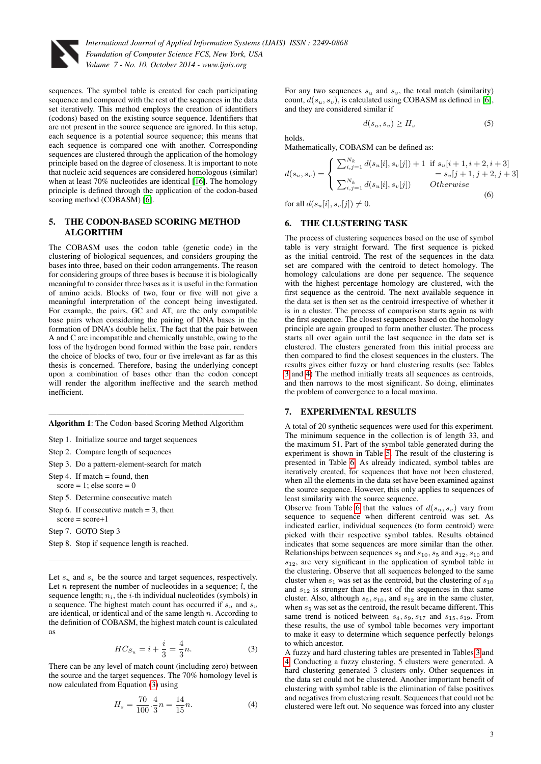sequences. The symbol table is created for each participating sequence and compared with the rest of the sequences in the data set iteratively. This method employs the creation of identifiers (codons) based on the existing source sequence. Identifiers that are not present in the source sequence are ignored. In this setup, each sequence is a potential source sequence; this means that each sequence is compared one with another. Corresponding sequences are clustered through the application of the homology principle based on the degree of closeness. It is important to note that nucleic acid sequences are considered homologous (similar) when at least 70% nucleotides are identical [16]. The homology principle is defined through the application of the codon-based scoring method (COBASM) [6].

## 5. THE CODON-BASED SCORING METHOD ALGORITHM

The COBASM uses the codon table (genetic code) in the clustering of biological sequences, and considers grouping the bases into three, based on their codon arrangements. The reason for considering groups of three bases is because it is biologically meaningful to consider three bases as it is useful in the formation of amino acids. Blocks of two, four or five will not give a meaningful interpretation of the concept being investigated. For example, the pairs, GC and AT, are the only compatible base pairs when considering the pairing of DNA bases in the formation of DNA's double helix. The fact that the pair between A and C are incompatible and chemically unstable, owing to the loss of the hydrogen bond formed within the base pair, renders the choice of blocks of two, four or five irrelevant as far as this thesis is concerned. Therefore, basing the underlying concept upon a combination of bases other than the codon concept will render the algorithm ineffective and the search method inefficient.

---

**Algorithm 1**: The Codon-based Scoring Method Algorithm

Step 1. Initialize source and target sequences

Step 2. Compare length of sequences

Step 3. Do a pattern-element-search for match

Step 4. If match = found, then
score = 1; else score = 0

Step 5. Determine consecutive match

Step 6. If consecutive match = 3, then
score = score+1

Step 7. GOTO Step 3

Step 8. Stop if sequence length is reached.

---

Let $s_u$ and $s_v$ be the source and target sequences, respectively. Let $n$ represent the number of nucleotides in a sequence; $l$, the sequence length; $n_i$, the $i$-th individual nucleotides (symbols) in a sequence. The highest match count has occurred if $s_u$ and $s_v$ are identical, or identical and of the same length $n$. According to the definition of COBASM, the highest match count is calculated as

$$HC_{S_u} = i + \frac{i}{3} = \frac{4}{3}n. \tag{3}$$

There can be any level of match count (including zero) between the source and the target sequences. The 70% homology level is now calculated from Equation (3) using

$$H_s = \frac{70}{100} \cdot \frac{4}{3}n = \frac{14}{15}n. \tag{4}$$

For any two sequences $s_u$ and $s_v$, the total match (similarity) count, $d(s_u, s_v)$, is calculated using COBASM as defined in [6], and they are considered similar if

$$d(s_u, s_v) \geq H_s \tag{5}$$

holds.

Mathematically, COBASM can be defined as:

$$d(s_u, s_v) = \begin{cases} \sum_{i,j=1}^{N_k} d(s_u[i], s_v[j]) + 1 & \text{if } s_u[i+1, i+2, i+3] \\ & \quad = s_v[j+1, j+2, j+3] \\ \sum_{i,j=1}^{N_k} d(s_u[i], s_v[j]) & \quad Otherwise \end{cases} \tag{6}$$

for all $d(s_u[i], s_v[j]) \neq 0$.

## 6. THE CLUSTERING TASK

The process of clustering sequences based on the use of symbol table is very straight forward. The first sequence is picked as the initial centroid. The rest of the sequences in the data set are compared with the centroid to detect homology. The homology calculations are done per sequence. The sequence with the highest percentage homology are clustered, with the first sequence as the centroid. The next available sequence in the data set is then set as the centroid irrespective of whether it is in a cluster. The process of comparison starts again as with the first sequence. The closest sequences based on the homology principle are again grouped to form another cluster. The process starts all over again until the last sequence in the data set is clustered. The clusters generated from this initial process are then compared to find the closest sequences in the clusters. The results gives either fuzzy or hard clustering results (see Tables 3 and 4) The method initially treats all sequences as centroids, and then narrows to the most significant. So doing, eliminates the problem of convergence to a local maxima.

## 7. EXPERIMENTAL RESULTS

A total of 20 synthetic sequences were used for this experiment. The minimum sequence in the collection is of length 33, and the maximum 51. Part of the symbol table generated during the experiment is shown in Table 5. The result of the clustering is presented in Table 6. As already indicated, symbol tables are iteratively created, for sequences that have not been clustered, when all the elements in the data set have been examined against the source sequence. However, this only applies to sequences of least similarity with the source sequence.

Observe from Table 6 that the values of $d(s_u, s_v)$ vary from sequence to sequence when different centroid was set. As indicated earlier, individual sequences (to form centroid) were picked with their respective symbol tables. Results obtained indicates that some sequences are more similar than the other. Relationships between sequences $s_5$ and $s_{10}$, $s_5$ and $s_{12}$, $s_{10}$ and $s_{12}$, are very significant in the application of symbol table in the clustering. Observe that all sequences belonged to the same cluster when $s_1$ was set as the centroid, but the clustering of $s_{10}$ and $s_{12}$ is stronger than the rest of the sequences in that same cluster. Also, although $s_5$, $s_{10}$, and $s_{12}$ are in the same cluster, when $s_5$ was set as the centroid, the result became different. This same trend is noticed between $s_4$, $s_9$, $s_{17}$ and $s_{15}$, $s_{19}$. From these results, the use of symbol table becomes very important to make it easy to determine which sequence perfectly belongs to which ancestor.

A fuzzy and hard clustering tables are presented in Tables 3 and 4. Conducting a fuzzy clustering, 5 clusters were generated. A hard clustering generated 3 clusters only. Other sequences in the data set could not be clustered. Another important benefit of clustering with symbol table is the elimination of false positives and negatives from clustering result. Sequences that could not be clustered were left out. No sequence was forced into any cluster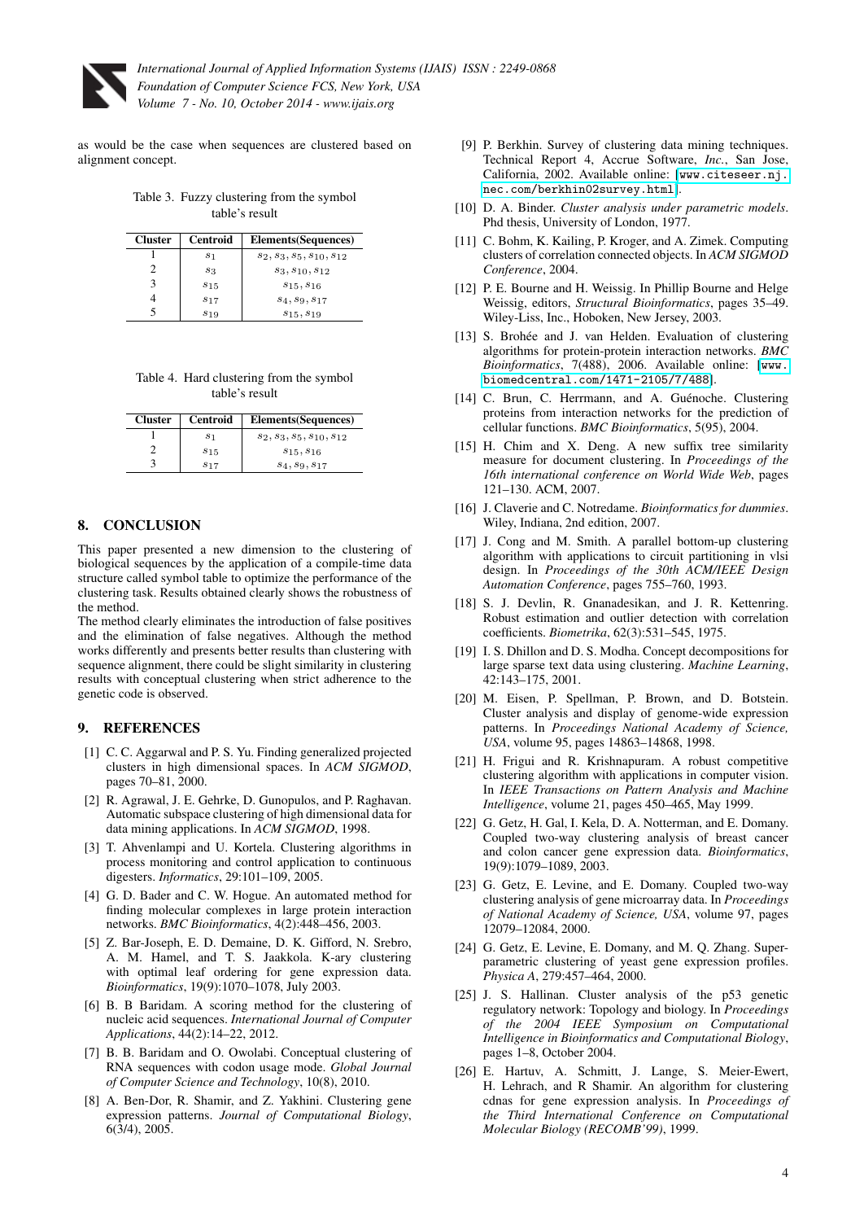as would be the case when sequences are clustered based on alignment concept.

Table 3. Fuzzy clustering from the symbol table's result

| Cluster | Centroid | Elements(Sequences) |
|---|---|---|
| 1 | $s_1$ | $s_2, s_3, s_5, s_{10}, s_{12}$ |
| 2 | $s_3$ | $s_3, s_{10}, s_{12}$ |
| 3 | $s_{15}$ | $s_{15}, s_{16}$ |
| 4 | $s_{17}$ | $s_4, s_9, s_{17}$ |
| 5 | $s_{19}$ | $s_{15}, s_{19}$ |

Table 4. Hard clustering from the symbol table's result

| Cluster | Centroid | Elements(Sequences) |
|---|---|---|
| 1 | $s_1$ | $s_2, s_3, s_5, s_{10}, s_{12}$ |
| 2 | $s_{15}$ | $s_{15}, s_{16}$ |
| 3 | $s_{17}$ | $s_4, s_9, s_{17}$ |

## 8. CONCLUSION

This paper presented a new dimension to the clustering of biological sequences by the application of a compile-time data structure called symbol table to optimize the performance of the clustering task. Results obtained clearly shows the robustness of the method.

The method clearly eliminates the introduction of false positives and the elimination of false negatives. Although the method works differently and presents better results than clustering with sequence alignment, there could be slight similarity in clustering results with conceptual clustering when strict adherence to the genetic code is observed.

## 9. REFERENCES

[1] C. C. Aggarwal and P. S. Yu. Finding generalized projected clusters in high dimensional spaces. In *ACM SIGMOD*, pages 70–81, 2000.

[2] R. Agrawal, J. E. Gehrke, D. Gunopulos, and P. Raghavan. Automatic subspace clustering of high dimensional data for data mining applications. In *ACM SIGMOD*, 1998.

[3] T. Ahvenlampi and U. Kortela. Clustering algorithms in process monitoring and control application to continuous digesters. *Informatics*, 29:101–109, 2005.

[4] G. D. Bader and C. W. Hogue. An automated method for finding molecular complexes in large protein interaction networks. *BMC Bioinformatics*, 4(2):448–456, 2003.

[5] Z. Bar-Joseph, E. D. Demaine, D. K. Gifford, N. Srebro, A. M. Hamel, and T. S. Jaakkola. K-ary clustering with optimal leaf ordering for gene expression data. *Bioinformatics*, 19(9):1070–1078, July 2003.

[6] B. B Baridam. A scoring method for the clustering of nucleic acid sequences. *International Journal of Computer Applications*, 44(2):14–22, 2012.

[7] B. B. Baridam and O. Owolabi. Conceptual clustering of RNA sequences with codon usage mode. *Global Journal of Computer Science and Technology*, 10(8), 2010.

[8] A. Ben-Dor, R. Shamir, and Z. Yakhini. Clustering gene expression patterns. *Journal of Computational Biology*, 6(3/4), 2005.

[9] P. Berkhin. Survey of clustering data mining techniques. Technical Report 4, Accrue Software, *Inc.*, San Jose, California, 2002. Available online: [www.citeseer.nj.nec.com/berkhin02survey.html].

[10] D. A. Binder. *Cluster analysis under parametric models*. Phd thesis, University of London, 1977.

[11] C. Bohm, K. Kailing, P. Kroger, and A. Zimek. Computing clusters of correlation connected objects. In *ACM SIGMOD Conference*, 2004.

[12] P. E. Bourne and H. Weissig. In Phillip Bourne and Helge Weissig, editors, *Structural Bioinformatics*, pages 35–49. Wiley-Liss, Inc., Hoboken, New Jersey, 2003.

[13] S. Brohée and J. van Helden. Evaluation of clustering algorithms for protein-protein interaction networks. *BMC Bioinformatics*, 7(488), 2006. Available online: [www.biomedcentral.com/1471-2105/7/488].

[14] C. Brun, C. Herrmann, and A. Guénoche. Clustering proteins from interaction networks for the prediction of cellular functions. *BMC Bioinformatics*, 5(95), 2004.

[15] H. Chim and X. Deng. A new suffix tree similarity measure for document clustering. In *Proceedings of the 16th international conference on World Wide Web*, pages 121–130. ACM, 2007.

[16] J. Claverie and C. Notredame. *Bioinformatics for dummies*. Wiley, Indiana, 2nd edition, 2007.

[17] J. Cong and M. Smith. A parallel bottom-up clustering algorithm with applications to circuit partitioning in vlsi design. In *Proceedings of the 30th ACM/IEEE Design Automation Conference*, pages 755–760, 1993.

[18] S. J. Devlin, R. Gnanadesikan, and J. R. Kettenring. Robust estimation and outlier detection with correlation coefficients. *Biometrika*, 62(3):531–545, 1975.

[19] I. S. Dhillon and D. S. Modha. Concept decompositions for large sparse text data using clustering. *Machine Learning*, 42:143–175, 2001.

[20] M. Eisen, P. Spellman, P. Brown, and D. Botstein. Cluster analysis and display of genome-wide expression patterns. In *Proceedings National Academy of Science, USA*, volume 95, pages 14863–14868, 1998.

[21] H. Frigui and R. Krishnapuram. A robust competitive clustering algorithm with applications in computer vision. In *IEEE Transactions on Pattern Analysis and Machine Intelligence*, volume 21, pages 450–465, May 1999.

[22] G. Getz, H. Gal, I. Kela, D. A. Notterman, and E. Domany. Coupled two-way clustering analysis of breast cancer and colon cancer gene expression data. *Bioinformatics*, 19(9):1079–1089, 2003.

[23] G. Getz, E. Levine, and E. Domany. Coupled two-way clustering analysis of gene microarray data. In *Proceedings of National Academy of Science, USA*, volume 97, pages 12079–12084, 2000.

[24] G. Getz, E. Levine, E. Domany, and M. Q. Zhang. Super-parametric clustering of yeast gene expression profiles. *Physica A*, 279:457–464, 2000.

[25] J. S. Hallinan. Cluster analysis of the p53 genetic regulatory network: Topology and biology. In *Proceedings of the 2004 IEEE Symposium on Computational Intelligence in Bioinformatics and Computational Biology*, pages 1–8, October 2004.

[26] E. Hartuv, A. Schmitt, J. Lange, S. Meier-Ewert, H. Lehrach, and R Shamir. An algorithm for clustering cdnas for gene expression analysis. In *Proceedings of the Third International Conference on Computational Molecular Biology (RECOMB'99)*, 1999.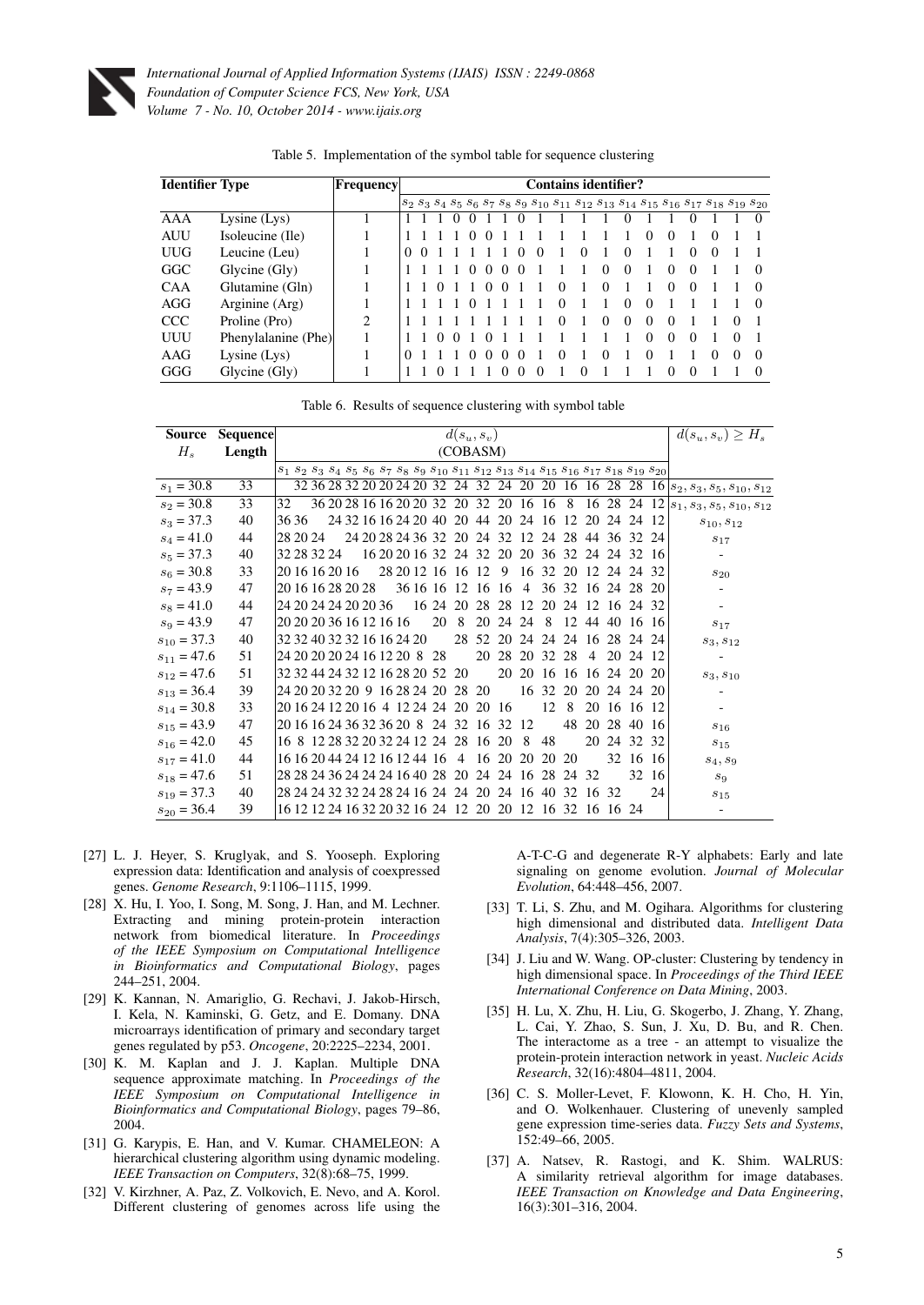Table 5. Implementation of the symbol table for sequence clustering

| Identifier | Type | Frequency | Contains identifier? | | | | | | | | | | | | | | | | | | |
|---|---|---|---|---|---|---|---|---|---|---|---|---|---|---|---|---|---|---|---|---|---|
| | | | $s_2$ | $s_3$ | $s_4$ | $s_5$ | $s_6$ | $s_7$ | $s_8$ | $s_9$ | $s_{10}$ | $s_{11}$ | $s_{12}$ | $s_{13}$ | $s_{14}$ | $s_{15}$ | $s_{16}$ | $s_{17}$ | $s_{18}$ | $s_{19}$ | $s_{20}$ |
| AAA | Lysine (Lys) | 1 | 1 | 1 | 1 | 0 | 0 | 1 | 1 | 0 | 1 | 1 | 1 | 1 | 0 | 1 | 1 | 0 | 1 | 1 | 0 |
| AUU | Isoleucine (Ile) | 1 | 1 | 1 | 1 | 1 | 0 | 0 | 1 | 1 | 1 | 1 | 1 | 1 | 1 | 0 | 0 | 1 | 0 | 1 | 1 |
| UUG | Leucine (Leu) | 1 | 0 | 0 | 1 | 1 | 1 | 1 | 1 | 0 | 0 | 1 | 0 | 1 | 0 | 1 | 1 | 0 | 0 | 1 | 1 |
| GGC | Glycine (Gly) | 1 | 1 | 1 | 1 | 1 | 0 | 0 | 0 | 0 | 1 | 1 | 1 | 0 | 0 | 1 | 0 | 0 | 1 | 1 | 0 |
| CAA | Glutamine (Gln) | 1 | 1 | 1 | 0 | 1 | 1 | 0 | 0 | 1 | 1 | 0 | 1 | 0 | 1 | 1 | 0 | 0 | 1 | 1 | 0 |
| AGG | Arginine (Arg) | 1 | 1 | 1 | 1 | 1 | 0 | 1 | 1 | 1 | 1 | 0 | 1 | 1 | 0 | 0 | 1 | 1 | 1 | 1 | 0 |
| CCC | Proline (Pro) | 2 | 1 | 1 | 1 | 1 | 1 | 1 | 1 | 1 | 1 | 0 | 1 | 0 | 0 | 0 | 0 | 1 | 1 | 0 | 1 |
| UUU | Phenylalanine (Phe) | 1 | 1 | 1 | 0 | 0 | 1 | 0 | 1 | 1 | 1 | 1 | 1 | 1 | 1 | 0 | 0 | 0 | 1 | 0 | 1 |
| AAG | Lysine (Lys) | 1 | 0 | 1 | 1 | 1 | 0 | 0 | 0 | 0 | 1 | 0 | 1 | 0 | 1 | 0 | 1 | 1 | 0 | 0 | 0 |
| GGG | Glycine (Gly) | 1 | 1 | 1 | 0 | 1 | 1 | 1 | 0 | 0 | 0 | 1 | 0 | 1 | 1 | 1 | 0 | 0 | 1 | 1 | 0 |

Table 6. Results of sequence clustering with symbol table

| Source $H_s$ | Sequence Length | $d(s_u, s_v)$ (COBASM) | | | | | | | | | | | | | | | | | | | | $d(s_u, s_v) \geq H_s$ |
|---|---|---|---|---|---|---|---|---|---|---|---|---|---|---|---|---|---|---|---|---|---|---|
| | | $s_1$ | $s_2$ | $s_3$ | $s_4$ | $s_5$ | $s_6$ | $s_7$ | $s_8$ | $s_9$ | $s_{10}$ | $s_{11}$ | $s_{12}$ | $s_{13}$ | $s_{14}$ | $s_{15}$ | $s_{16}$ | $s_{17}$ | $s_{18}$ | $s_{19}$ | $s_{20}$ | |
| $s_1 = 30.8$ | 33 | | 32 | 36 | 28 | 32 | 20 | 20 | 24 | 20 | 32 | 24 | 32 | 24 | 20 | 20 | 16 | 16 | 28 | 28 | 16 | $s_2, s_3, s_5, s_{10}, s_{12}$ |
| $s_2 = 30.8$ | 33 | 32 | | 36 | 20 | 28 | 16 | 16 | 20 | 20 | 32 | 20 | 32 | 20 | 16 | 16 | 8 | 16 | 28 | 24 | 12 | $s_1, s_3, s_5, s_{10}, s_{12}$ |
| $s_3 = 37.3$ | 40 | 36 | 36 | | 24 | 32 | 16 | 16 | 24 | 20 | 40 | 20 | 44 | 20 | 24 | 16 | 12 | 20 | 24 | 24 | 12 | $s_{10}, s_{12}$ |
| $s_4 = 41.0$ | 44 | 28 | 20 | 24 | | 24 | 20 | 28 | 24 | 36 | 32 | 20 | 24 | 32 | 12 | 24 | 28 | 44 | 36 | 32 | 24 | $s_{17}$ |
| $s_5 = 37.3$ | 40 | 32 | 28 | 32 | 24 | | 16 | 20 | 20 | 16 | 32 | 24 | 32 | 20 | 20 | 36 | 32 | 24 | 24 | 32 | 16 | - |
| $s_6 = 30.8$ | 33 | 20 | 16 | 16 | 20 | 16 | | 28 | 20 | 12 | 16 | 16 | 12 | 9 | 16 | 32 | 20 | 12 | 24 | 24 | 32 | $s_{20}$ |
| $s_7 = 43.9$ | 47 | 20 | 16 | 16 | 28 | 20 | 28 | | 36 | 16 | 16 | 12 | 16 | 16 | 4 | 36 | 32 | 16 | 24 | 28 | 20 | - |
| $s_8 = 41.0$ | 44 | 24 | 20 | 24 | 24 | 20 | 20 | 36 | | 16 | 24 | 20 | 28 | 28 | 12 | 20 | 24 | 12 | 16 | 24 | 32 | - |
| $s_9 = 43.9$ | 47 | 20 | 20 | 20 | 36 | 16 | 12 | 16 | 16 | | 20 | 8 | 20 | 24 | 24 | 8 | 12 | 44 | 40 | 16 | 16 | $s_{17}$ |
| $s_{10} = 37.3$ | 40 | 32 | 32 | 40 | 32 | 32 | 16 | 16 | 24 | 20 | | 28 | 52 | 20 | 24 | 24 | 24 | 16 | 28 | 24 | 24 | $s_3, s_{12}$ |
| $s_{11} = 47.6$ | 51 | 24 | 20 | 20 | 20 | 24 | 16 | 12 | 20 | 8 | 28 | | 20 | 28 | 20 | 32 | 28 | 4 | 20 | 24 | 12 | - |
| $s_{12} = 47.6$ | 51 | 32 | 32 | 44 | 24 | 32 | 12 | 16 | 28 | 20 | 52 | 20 | | 20 | 20 | 16 | 16 | 16 | 24 | 20 | 20 | $s_3, s_{10}$ |
| $s_{13} = 36.4$ | 39 | 24 | 20 | 20 | 32 | 20 | 9 | 16 | 28 | 24 | 20 | 28 | 20 | | 16 | 32 | 20 | 20 | 24 | 24 | 20 | - |
| $s_{14} = 30.8$ | 33 | 20 | 16 | 24 | 12 | 20 | 16 | 4 | 12 | 24 | 24 | 20 | 20 | 16 | | 12 | 8 | 20 | 16 | 16 | 12 | - |
| $s_{15} = 43.9$ | 47 | 20 | 16 | 16 | 24 | 36 | 32 | 36 | 20 | 8 | 24 | 32 | 16 | 32 | 12 | | 48 | 20 | 28 | 40 | 16 | $s_{16}$ |
| $s_{16} = 42.0$ | 45 | 16 | 8 | 12 | 28 | 32 | 20 | 32 | 24 | 12 | 24 | 28 | 16 | 20 | 8 | 48 | | 20 | 24 | 32 | 32 | $s_{15}$ |
| $s_{17} = 41.0$ | 44 | 16 | 16 | 20 | 44 | 24 | 12 | 16 | 12 | 44 | 16 | 4 | 16 | 20 | 20 | 20 | 20 | | 32 | 16 | 16 | $s_4, s_9$ |
| $s_{18} = 47.6$ | 51 | 28 | 28 | 24 | 36 | 24 | 24 | 16 | 40 | 28 | 20 | 24 | 24 | 16 | 28 | 24 | 32 | | | 32 | 16 | $s_9$ |
| $s_{19} = 37.3$ | 40 | 28 | 24 | 24 | 32 | 32 | 24 | 28 | 24 | 16 | 24 | 24 | 20 | 24 | 16 | 40 | 32 | 16 | 32 | | 24 | $s_{15}$ |
| $s_{20} = 36.4$ | 39 | 16 | 12 | 12 | 24 | 16 | 32 | 20 | 32 | 16 | 24 | 12 | 20 | 20 | 12 | 16 | 32 | 16 | 16 | 24 | | - |

[27] L. J. Heyer, S. Kruglyak, and S. Yooseph. Exploring expression data: Identification and analysis of coexpressed genes. *Genome Research*, 9:1106–1115, 1999.

[28] X. Hu, I. Yoo, I. Song, M. Song, J. Han, and M. Lechner. Extracting and mining protein-protein interaction network from biomedical literature. In *Proceedings of the IEEE Symposium on Computational Intelligence in Bioinformatics and Computational Biology*, pages 244–251, 2004.

[29] K. Kannan, N. Amariglio, G. Rechavi, J. Jakob-Hirsch, I. Kela, N. Kaminski, G. Getz, and E. Domany. DNA microarrays identification of primary and secondary target genes regulated by p53. *Oncogene*, 20:2225–2234, 2001.

[30] K. M. Kaplan and J. J. Kaplan. Multiple DNA sequence approximate matching. In *Proceedings of the IEEE Symposium on Computational Intelligence in Bioinformatics and Computational Biology*, pages 79–86, 2004.

[31] G. Karypis, E. Han, and V. Kumar. CHAMELEON: A hierarchical clustering algorithm using dynamic modeling. *IEEE Transaction on Computers*, 32(8):68–75, 1999.

[32] V. Kirzhner, A. Paz, Z. Volkovich, E. Nevo, and A. Korol. Different clustering of genomes across life using the A-T-C-G and degenerate R-Y alphabets: Early and late signaling on genome evolution. *Journal of Molecular Evolution*, 64:448–456, 2007.

[33] T. Li, S. Zhu, and M. Ogihara. Algorithms for clustering high dimensional and distributed data. *Intelligent Data Analysis*, 7(4):305–326, 2003.

[34] J. Liu and W. Wang. OP-cluster: Clustering by tendency in high dimensional space. In *Proceedings of the Third IEEE International Conference on Data Mining*, 2003.

[35] H. Lu, X. Zhu, H. Liu, G. Skogerbo, J. Zhang, Y. Zhang, L. Cai, Y. Zhao, S. Sun, J. Xu, D. Bu, and R. Chen. The interactome as a tree - an attempt to visualize the protein-protein interaction network in yeast. *Nucleic Acids Research*, 32(16):4804–4811, 2004.

[36] C. S. Moller-Levet, F. Klowonn, K. H. Cho, H. Yin, and O. Wolkenhauer. Clustering of unevenly sampled gene expression time-series data. *Fuzzy Sets and Systems*, 152:49–66, 2005.

[37] A. Natsev, R. Rastogi, and K. Shim. WALRUS: A similarity retrieval algorithm for image databases. *IEEE Transaction on Knowledge and Data Engineering*, 16(3):301–316, 2004.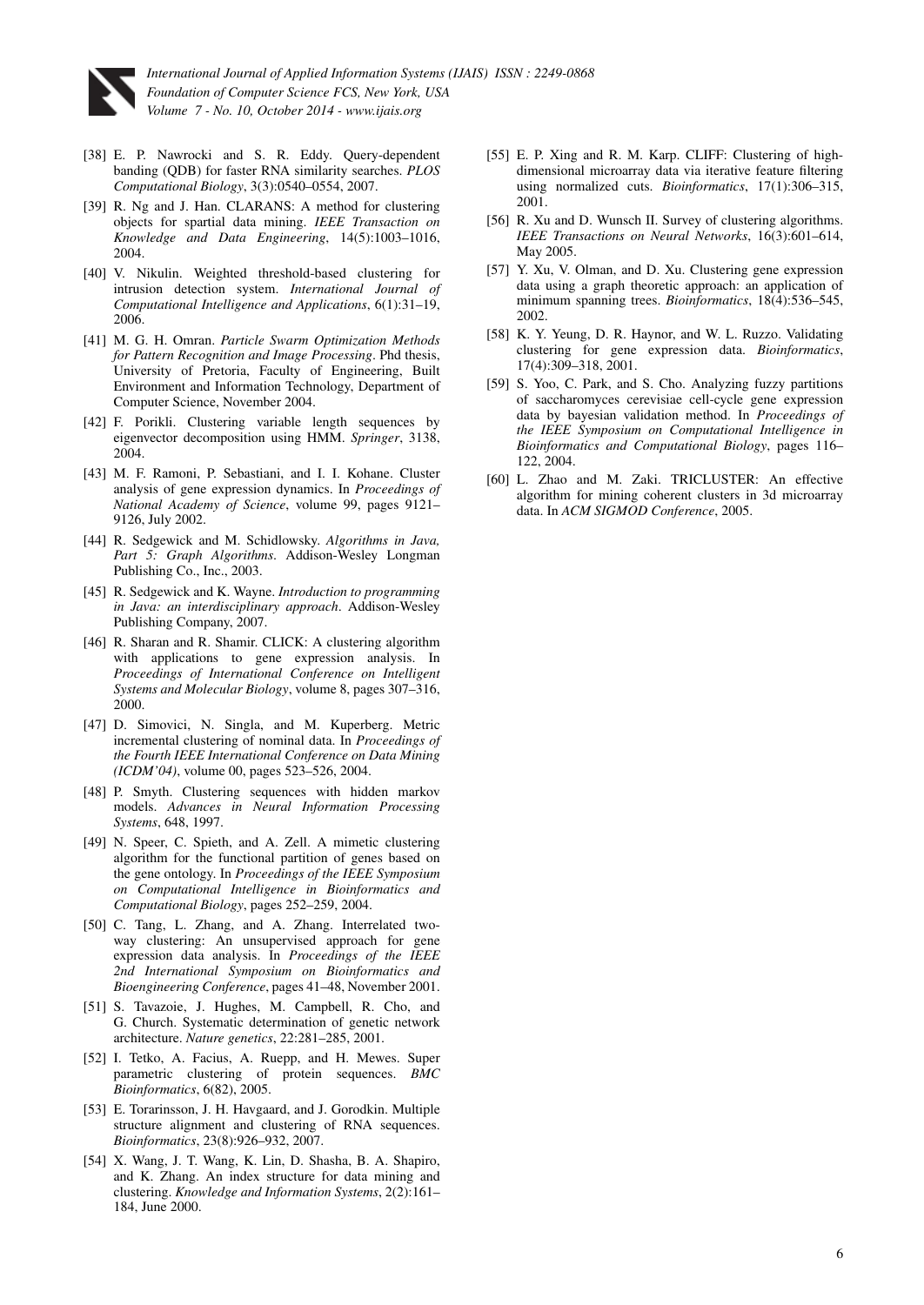[38] E. P. Nawrocki and S. R. Eddy. Query-dependent banding (QDB) for faster RNA similarity searches. *PLOS Computational Biology*, 3(3):0540–0554, 2007.

[39] R. Ng and J. Han. CLARANS: A method for clustering objects for spartial data mining. *IEEE Transaction on Knowledge and Data Engineering*, 14(5):1003–1016, 2004.

[40] V. Nikulin. Weighted threshold-based clustering for intrusion detection system. *International Journal of Computational Intelligence and Applications*, 6(1):31–19, 2006.

[41] M. G. H. Omran. *Particle Swarm Optimization Methods for Pattern Recognition and Image Processing*. Phd thesis, University of Pretoria, Faculty of Engineering, Built Environment and Information Technology, Department of Computer Science, November 2004.

[42] F. Porikli. Clustering variable length sequences by eigenvector decomposition using HMM. *Springer*, 3138, 2004.

[43] M. F. Ramoni, P. Sebastiani, and I. I. Kohane. Cluster analysis of gene expression dynamics. In *Proceedings of National Academy of Science*, volume 99, pages 9121–9126, July 2002.

[44] R. Sedgewick and M. Schidlowsky. *Algorithms in Java, Part 5: Graph Algorithms*. Addison-Wesley Longman Publishing Co., Inc., 2003.

[45] R. Sedgewick and K. Wayne. *Introduction to programming in Java: an interdisciplinary approach*. Addison-Wesley Publishing Company, 2007.

[46] R. Sharan and R. Shamir. CLICK: A clustering algorithm with applications to gene expression analysis. In *Proceedings of International Conference on Intelligent Systems and Molecular Biology*, volume 8, pages 307–316, 2000.

[47] D. Simovici, N. Singla, and M. Kuperberg. Metric incremental clustering of nominal data. In *Proceedings of the Fourth IEEE International Conference on Data Mining (ICDM'04)*, volume 00, pages 523–526, 2004.

[48] P. Smyth. Clustering sequences with hidden markov models. *Advances in Neural Information Processing Systems*, 648, 1997.

[49] N. Speer, C. Spieth, and A. Zell. A mimetic clustering algorithm for the functional partition of genes based on the gene ontology. In *Proceedings of the IEEE Symposium on Computational Intelligence in Bioinformatics and Computational Biology*, pages 252–259, 2004.

[50] C. Tang, L. Zhang, and A. Zhang. Interrelated two-way clustering: An unsupervised approach for gene expression data analysis. In *Proceedings of the IEEE 2nd International Symposium on Bioinformatics and Bioengineering Conference*, pages 41–48, November 2001.

[51] S. Tavazoie, J. Hughes, M. Campbell, R. Cho, and G. Church. Systematic determination of genetic network architecture. *Nature genetics*, 22:281–285, 2001.

[52] I. Tetko, A. Facius, A. Ruepp, and H. Mewes. Super parametric clustering of protein sequences. *BMC Bioinformatics*, 6(82), 2005.

[53] E. Torarinsson, J. H. Havgaard, and J. Gorodkin. Multiple structure alignment and clustering of RNA sequences. *Bioinformatics*, 23(8):926–932, 2007.

[54] X. Wang, J. T. Wang, K. Lin, D. Shasha, B. A. Shapiro, and K. Zhang. An index structure for data mining and clustering. *Knowledge and Information Systems*, 2(2):161–184, June 2000.

[55] E. P. Xing and R. M. Karp. CLIFF: Clustering of high-dimensional microarray data via iterative feature filtering using normalized cuts. *Bioinformatics*, 17(1):306–315, 2001.

[56] R. Xu and D. Wunsch II. Survey of clustering algorithms. *IEEE Transactions on Neural Networks*, 16(3):601–614, May 2005.

[57] Y. Xu, V. Olman, and D. Xu. Clustering gene expression data using a graph theoretic approach: an application of minimum spanning trees. *Bioinformatics*, 18(4):536–545, 2002.

[58] K. Y. Yeung, D. R. Haynor, and W. L. Ruzzo. Validating clustering for gene expression data. *Bioinformatics*, 17(4):309–318, 2001.

[59] S. Yoo, C. Park, and S. Cho. Analyzing fuzzy partitions of saccharomyces cerevisiae cell-cycle gene expression data by bayesian validation method. In *Proceedings of the IEEE Symposium on Computational Intelligence in Bioinformatics and Computational Biology*, pages 116–122, 2004.

[60] L. Zhao and M. Zaki. TRICLUSTER: An effective algorithm for mining coherent clusters in 3d microarray data. In *ACM SIGMOD Conference*, 2005.